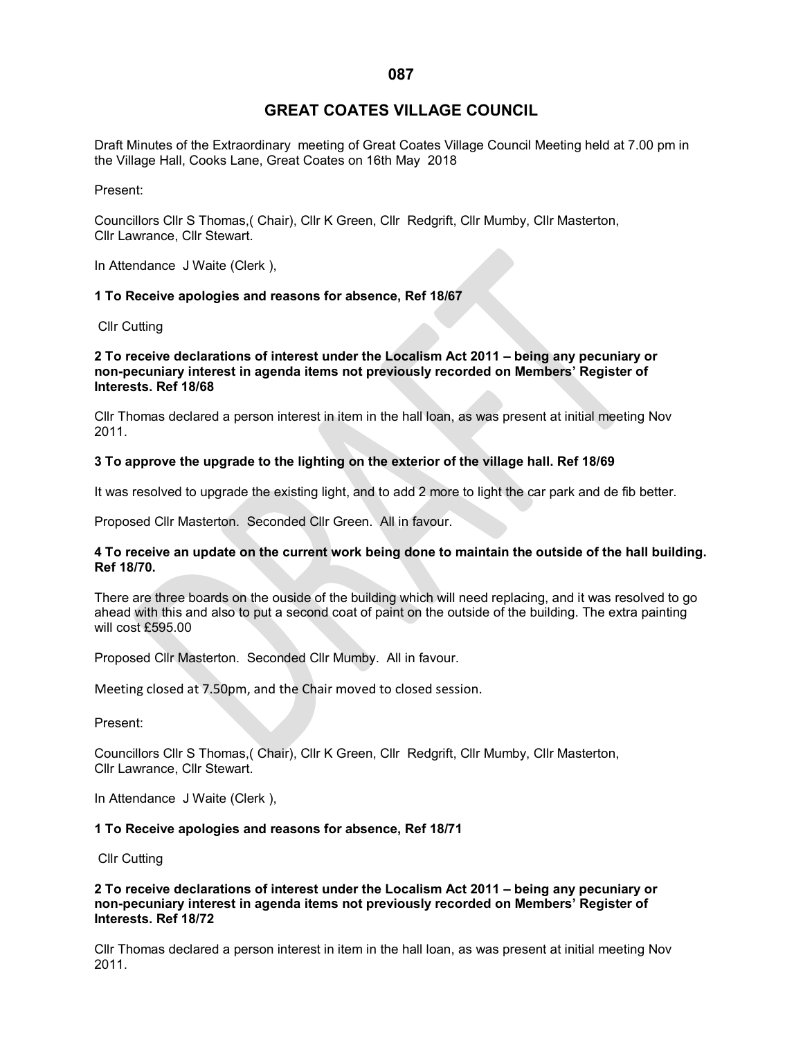# GREAT COATES VILLAGE COUNCIL

Draft Minutes of the Extraordinary meeting of Great Coates Village Council Meeting held at 7.00 pm in the Village Hall, Cooks Lane, Great Coates on 16th May 2018

Present:

Councillors Cllr S Thomas,( Chair), Cllr K Green, Cllr Redgrift, Cllr Mumby, Cllr Masterton, Cllr Lawrance, Cllr Stewart.

In Attendance J Waite (Clerk ),

**1 To Receive apologies and reasons for absence, Ref 18/67**

Cllr Cutting

**2 To receive declarations of interest under the Localism Act 2011 – being any pecuniary or non-pecuniary interest in agenda items not previously recorded on Members' Register of Interests. Ref 18/68**

Cllr Thomas declared a person interest in item in the hall loan, as was present at initial meeting Nov 2011.

**3 To approve the upgrade to the lighting on the exterior of the village hall. Ref 18/69**

It was resolved to upgrade the existing light, and to add 2 more to light the car park and de fib better.

Proposed Cllr Masterton. Seconded Cllr Green. All in favour.

**4 To receive an update on the current work being done to maintain the outside of the hall building. Ref 18/70.**

There are three boards on the ouside of the building which will need replacing, and it was resolved to go ahead with this and also to put a second coat of paint on the outside of the building. The extra painting will cost £595.00

Proposed Cllr Masterton. Seconded Cllr Mumby. All in favour.

Meeting closed at 7.50pm, and the Chair moved to closed session.

Present:

Councillors Cllr S Thomas,( Chair), Cllr K Green, Cllr Redgrift, Cllr Mumby, Cllr Masterton, Cllr Lawrance, Cllr Stewart.

In Attendance J Waite (Clerk ),

**1 To Receive apologies and reasons for absence, Ref 18/71**

Cllr Cutting

**2 To receive declarations of interest under the Localism Act 2011 – being any pecuniary or non-pecuniary interest in agenda items not previously recorded on Members' Register of Interests. Ref 18/72**

Cllr Thomas declared a person interest in item in the hall loan, as was present at initial meeting Nov 2011.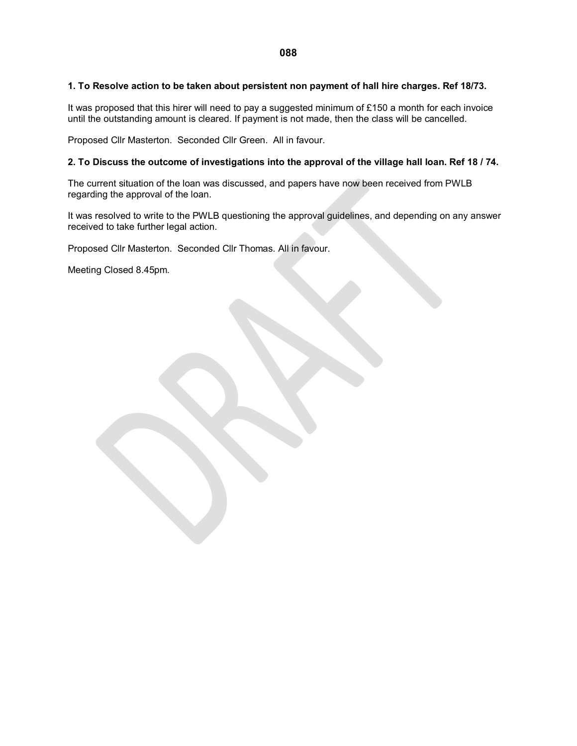**1. To Resolve action to be taken about persistent non payment of hall hire charges. Ref 18/73.**

It was proposed that this hirer will need to pay a suggested minimum of £150 a month for each invoice until the outstanding amount is cleared. If payment is not made, then the class will be cancelled.

Proposed Cllr Masterton. Seconded Cllr Green. All in favour.

**2. To Discuss the outcome of investigations into the approval of the village hall loan. Ref 18 / 74.**

The current situation of the loan was discussed, and papers have now been received from PWLB regarding the approval of the loan.

It was resolved to write to the PWLB questioning the approval guidelines, and depending on any answer received to take further legal action.

Proposed Cllr Masterton. Seconded Cllr Thomas. All in favour.

Meeting Closed 8.45pm.